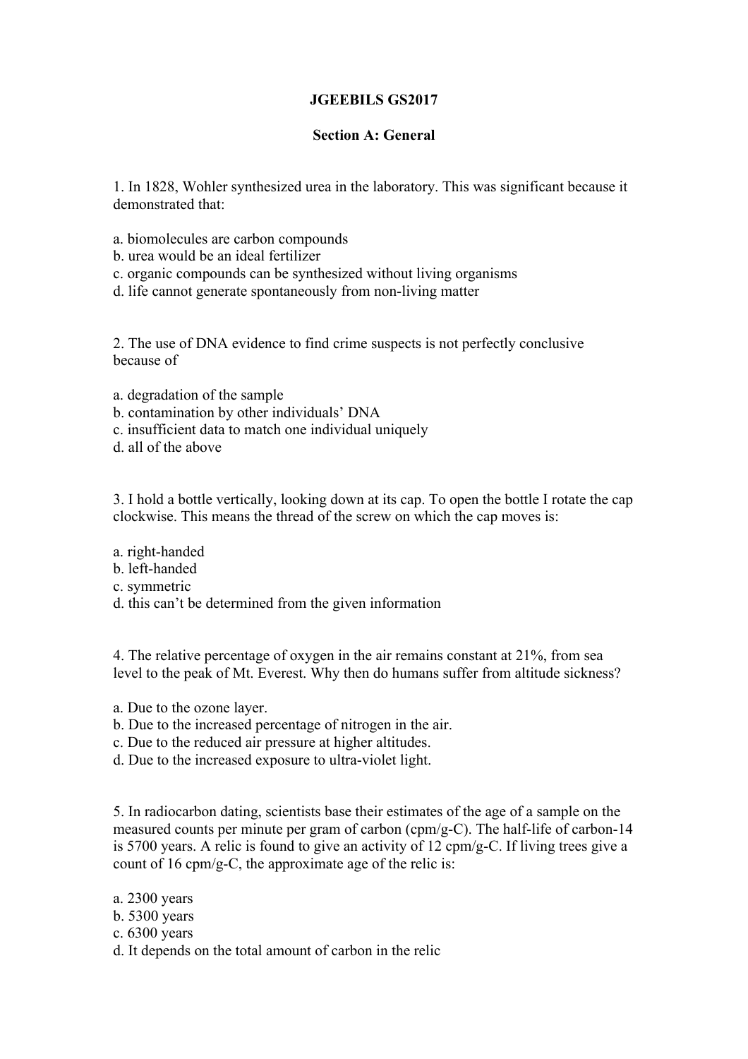**JGEEBILS GS2017**

**Section A: General**

1. In 1828, Wohler synthesized urea in the laboratory. This was significant because it demonstrated that:

a. biomolecules are carbon compounds
b. urea would be an ideal fertilizer
c. organic compounds can be synthesized without living organisms
d. life cannot generate spontaneously from non-living matter

2. The use of DNA evidence to find crime suspects is not perfectly conclusive because of

a. degradation of the sample
b. contamination by other individuals' DNA
c. insufficient data to match one individual uniquely
d. all of the above

3. I hold a bottle vertically, looking down at its cap. To open the bottle I rotate the cap clockwise. This means the thread of the screw on which the cap moves is:

a. right-handed
b. left-handed
c. symmetric
d. this can't be determined from the given information

4. The relative percentage of oxygen in the air remains constant at 21%, from sea level to the peak of Mt. Everest. Why then do humans suffer from altitude sickness?

a. Due to the ozone layer.
b. Due to the increased percentage of nitrogen in the air.
c. Due to the reduced air pressure at higher altitudes.
d. Due to the increased exposure to ultra-violet light.

5. In radiocarbon dating, scientists base their estimates of the age of a sample on the measured counts per minute per gram of carbon (cpm/g-C). The half-life of carbon-14 is 5700 years. A relic is found to give an activity of 12 cpm/g-C. If living trees give a count of 16 cpm/g-C, the approximate age of the relic is:

a. 2300 years
b. 5300 years
c. 6300 years
d. It depends on the total amount of carbon in the relic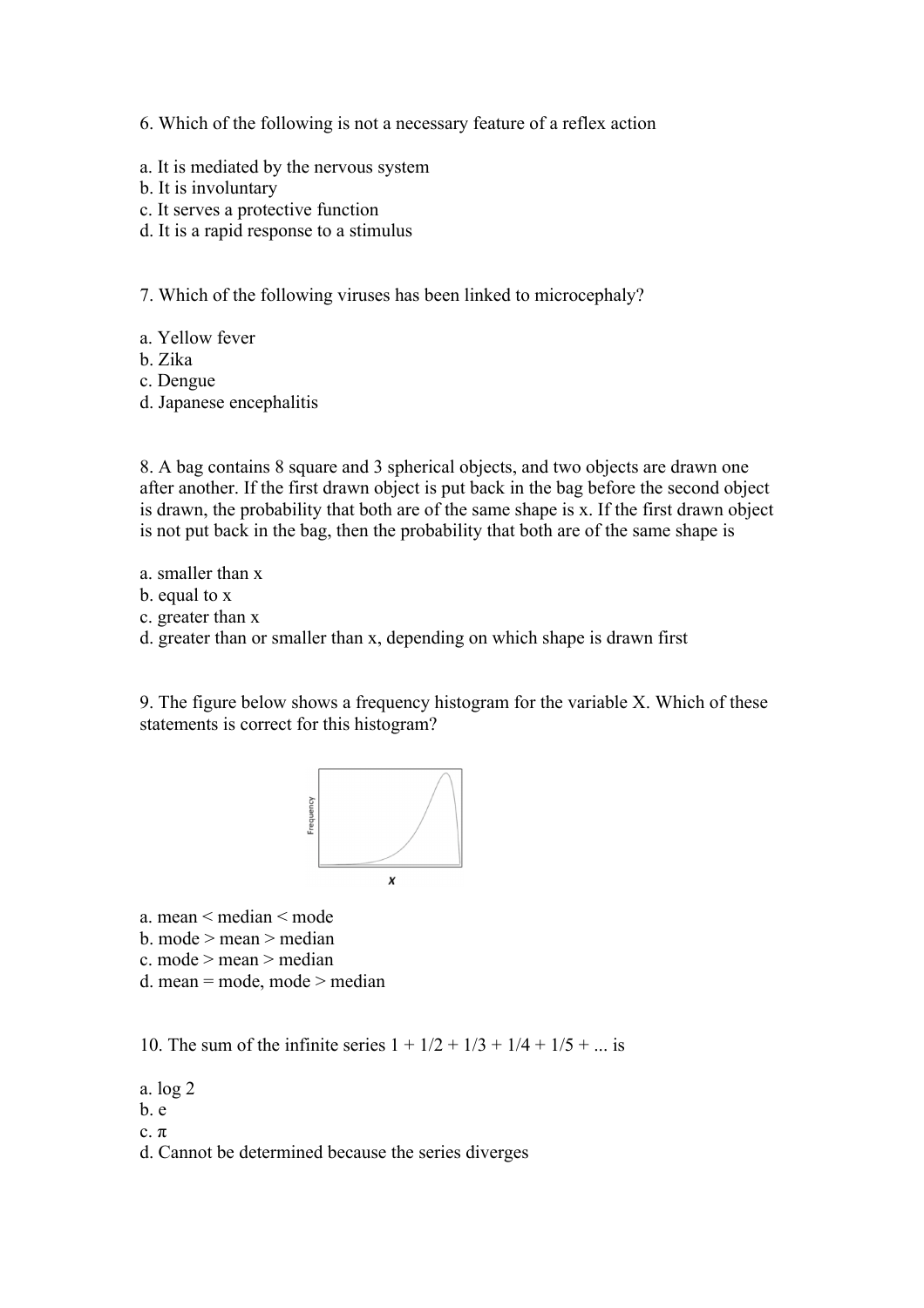6. Which of the following is not a necessary feature of a reflex action

a. It is mediated by the nervous system
b. It is involuntary
c. It serves a protective function
d. It is a rapid response to a stimulus

7. Which of the following viruses has been linked to microcephaly?

a. Yellow fever
b. Zika
c. Dengue
d. Japanese encephalitis

8. A bag contains 8 square and 3 spherical objects, and two objects are drawn one after another. If the first drawn object is put back in the bag before the second object is drawn, the probability that both are of the same shape is x. If the first drawn object is not put back in the bag, then the probability that both are of the same shape is

a. smaller than x
b. equal to x
c. greater than x
d. greater than or smaller than x, depending on which shape is drawn first

9. The figure below shows a frequency histogram for the variable X. Which of these statements is correct for this histogram?

a. mean < median < mode
b. mode > mean > median
c. mode > mean > median
d. mean = mode, mode > median

10. The sum of the infinite series $1 + 1/2 + 1/3 + 1/4 + 1/5 + \ldots$ is

a. log 2
b. e
c. $\pi$
d. Cannot be determined because the series diverges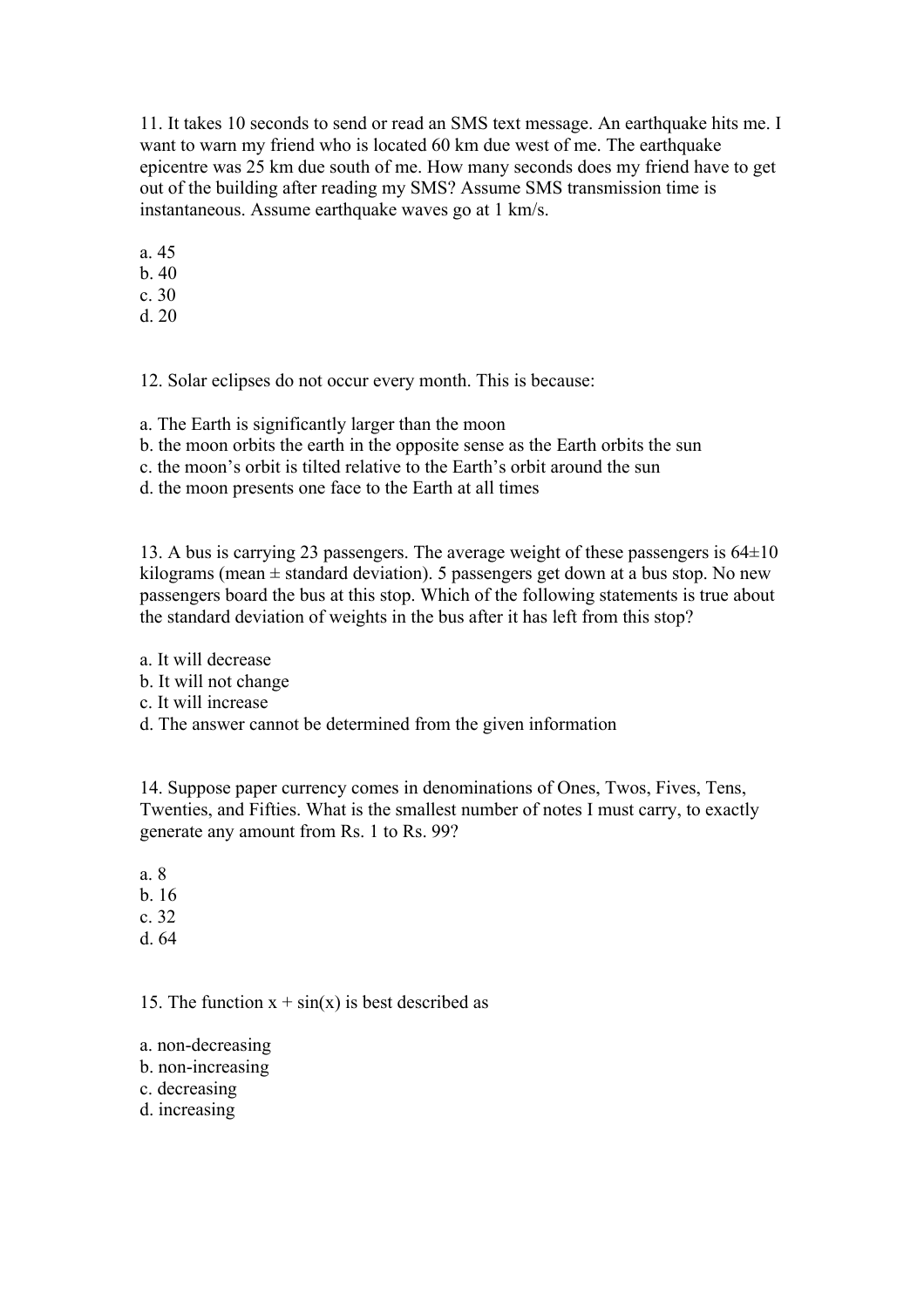11. It takes 10 seconds to send or read an SMS text message. An earthquake hits me. I want to warn my friend who is located 60 km due west of me. The earthquake epicentre was 25 km due south of me. How many seconds does my friend have to get out of the building after reading my SMS? Assume SMS transmission time is instantaneous. Assume earthquake waves go at 1 km/s.

a. 45
b. 40
c. 30
d. 20

12. Solar eclipses do not occur every month. This is because:

a. The Earth is significantly larger than the moon
b. the moon orbits the earth in the opposite sense as the Earth orbits the sun
c. the moon's orbit is tilted relative to the Earth's orbit around the sun
d. the moon presents one face to the Earth at all times

13. A bus is carrying 23 passengers. The average weight of these passengers is 64±10 kilograms (mean ± standard deviation). 5 passengers get down at a bus stop. No new passengers board the bus at this stop. Which of the following statements is true about the standard deviation of weights in the bus after it has left from this stop?

a. It will decrease
b. It will not change
c. It will increase
d. The answer cannot be determined from the given information

14. Suppose paper currency comes in denominations of Ones, Twos, Fives, Tens, Twenties, and Fifties. What is the smallest number of notes I must carry, to exactly generate any amount from Rs. 1 to Rs. 99?

a. 8
b. 16
c. 32
d. 64

15. The function $x + \sin(x)$ is best described as

a. non-decreasing
b. non-increasing
c. decreasing
d. increasing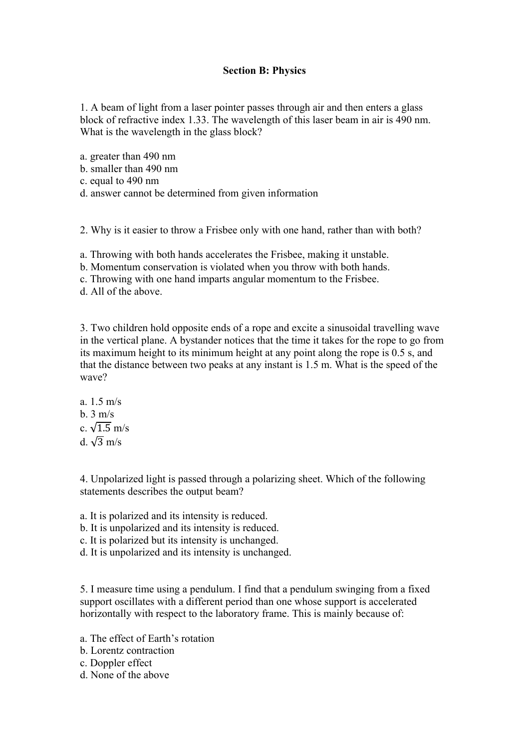## Section B: Physics

1. A beam of light from a laser pointer passes through air and then enters a glass block of refractive index 1.33. The wavelength of this laser beam in air is 490 nm. What is the wavelength in the glass block?

a. greater than 490 nm
b. smaller than 490 nm
c. equal to 490 nm
d. answer cannot be determined from given information

2. Why is it easier to throw a Frisbee only with one hand, rather than with both?

a. Throwing with both hands accelerates the Frisbee, making it unstable.
b. Momentum conservation is violated when you throw with both hands.
c. Throwing with one hand imparts angular momentum to the Frisbee.
d. All of the above.

3. Two children hold opposite ends of a rope and excite a sinusoidal travelling wave in the vertical plane. A bystander notices that the time it takes for the rope to go from its maximum height to its minimum height at any point along the rope is 0.5 s, and that the distance between two peaks at any instant is 1.5 m. What is the speed of the wave?

a. 1.5 m/s
b. 3 m/s
c. $\sqrt{1.5}$ m/s
d. $\sqrt{3}$ m/s

4. Unpolarized light is passed through a polarizing sheet. Which of the following statements describes the output beam?

a. It is polarized and its intensity is reduced.
b. It is unpolarized and its intensity is reduced.
c. It is polarized but its intensity is unchanged.
d. It is unpolarized and its intensity is unchanged.

5. I measure time using a pendulum. I find that a pendulum swinging from a fixed support oscillates with a different period than one whose support is accelerated horizontally with respect to the laboratory frame. This is mainly because of:

a. The effect of Earth's rotation
b. Lorentz contraction
c. Doppler effect
d. None of the above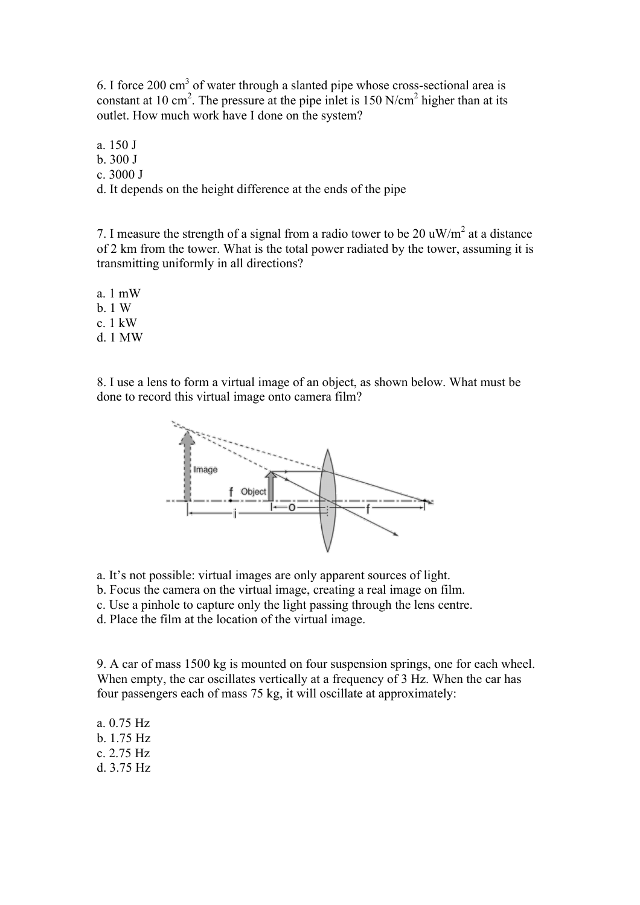6. I force 200 $cm^3$ of water through a slanted pipe whose cross-sectional area is constant at 10 $cm^2$. The pressure at the pipe inlet is 150 $N/cm^2$ higher than at its outlet. How much work have I done on the system?

a. 150 J
b. 300 J
c. 3000 J
d. It depends on the height difference at the ends of the pipe

7. I measure the strength of a signal from a radio tower to be 20 $uW/m^2$ at a distance of 2 km from the tower. What is the total power radiated by the tower, assuming it is transmitting uniformly in all directions?

a. 1 mW
b. 1 W
c. 1 kW
d. 1 MW

8. I use a lens to form a virtual image of an object, as shown below. What must be done to record this virtual image onto camera film?

a. It's not possible: virtual images are only apparent sources of light.
b. Focus the camera on the virtual image, creating a real image on film.
c. Use a pinhole to capture only the light passing through the lens centre.
d. Place the film at the location of the virtual image.

9. A car of mass 1500 kg is mounted on four suspension springs, one for each wheel. When empty, the car oscillates vertically at a frequency of 3 Hz. When the car has four passengers each of mass 75 kg, it will oscillate at approximately:

a. 0.75 Hz
b. 1.75 Hz
c. 2.75 Hz
d. 3.75 Hz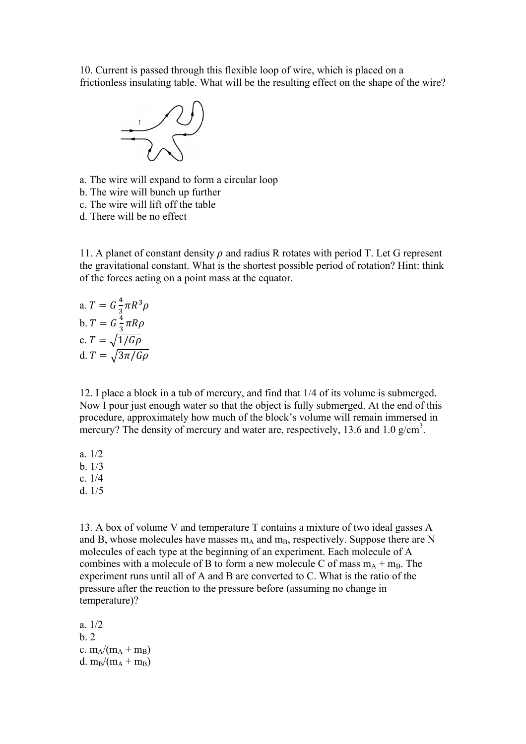10. Current is passed through this flexible loop of wire, which is placed on a frictionless insulating table. What will be the resulting effect on the shape of the wire?

a. The wire will expand to form a circular loop
b. The wire will bunch up further
c. The wire will lift off the table
d. There will be no effect

11. A planet of constant density $\rho$ and radius R rotates with period T. Let G represent the gravitational constant. What is the shortest possible period of rotation? Hint: think of the forces acting on a point mass at the equator.

a. $T = G\frac{4}{3}\pi R^3\rho$
b. $T = G\frac{4}{3}\pi R\rho$
c. $T = \sqrt{1/G\rho}$
d. $T = \sqrt{3\pi/G\rho}$

12. I place a block in a tub of mercury, and find that 1/4 of its volume is submerged. Now I pour just enough water so that the object is fully submerged. At the end of this procedure, approximately how much of the block's volume will remain immersed in mercury? The density of mercury and water are, respectively, 13.6 and 1.0 g/cm$^3$.

a. 1/2
b. 1/3
c. 1/4
d. 1/5

13. A box of volume V and temperature T contains a mixture of two ideal gasses A and B, whose molecules have masses $m_A$ and $m_B$, respectively. Suppose there are N molecules of each type at the beginning of an experiment. Each molecule of A combines with a molecule of B to form a new molecule C of mass $m_A + m_B$. The experiment runs until all of A and B are converted to C. What is the ratio of the pressure after the reaction to the pressure before (assuming no change in temperature)?

a. 1/2
b. 2
c. $m_A/(m_A + m_B)$
d. $m_B/(m_A + m_B)$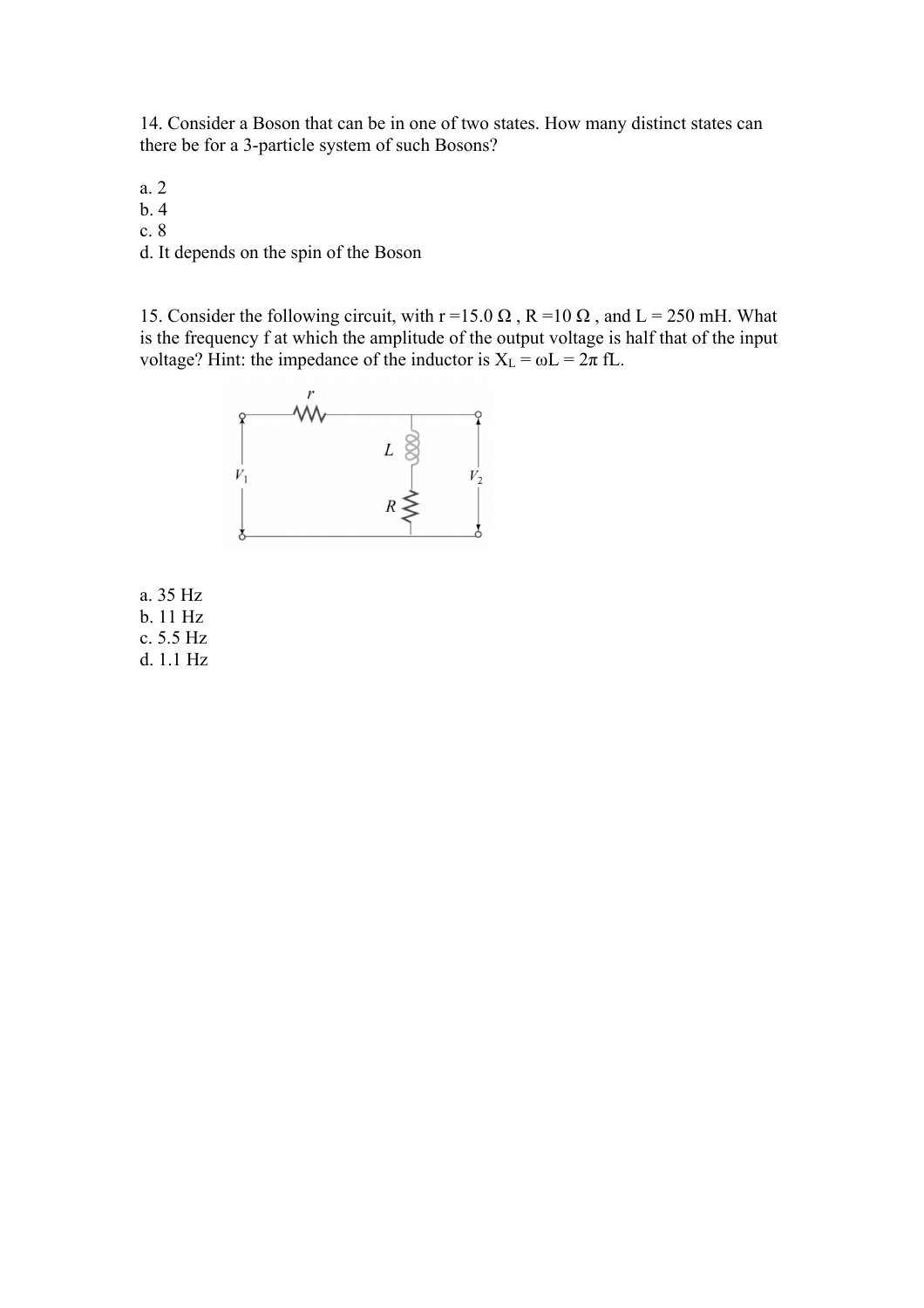14. Consider a Boson that can be in one of two states. How many distinct states can there be for a 3-particle system of such Bosons?

a. 2  
b. 4  
c. 8  
d. It depends on the spin of the Boson

15. Consider the following circuit, with r =15.0 Ω , R =10 Ω , and L = 250 mH. What is the frequency f at which the amplitude of the output voltage is half that of the input voltage? Hint: the impedance of the inductor is $X_L = \omega L = 2\pi fL$.

a. 35 Hz  
b. 11 Hz  
c. 5.5 Hz  
d. 1.1 Hz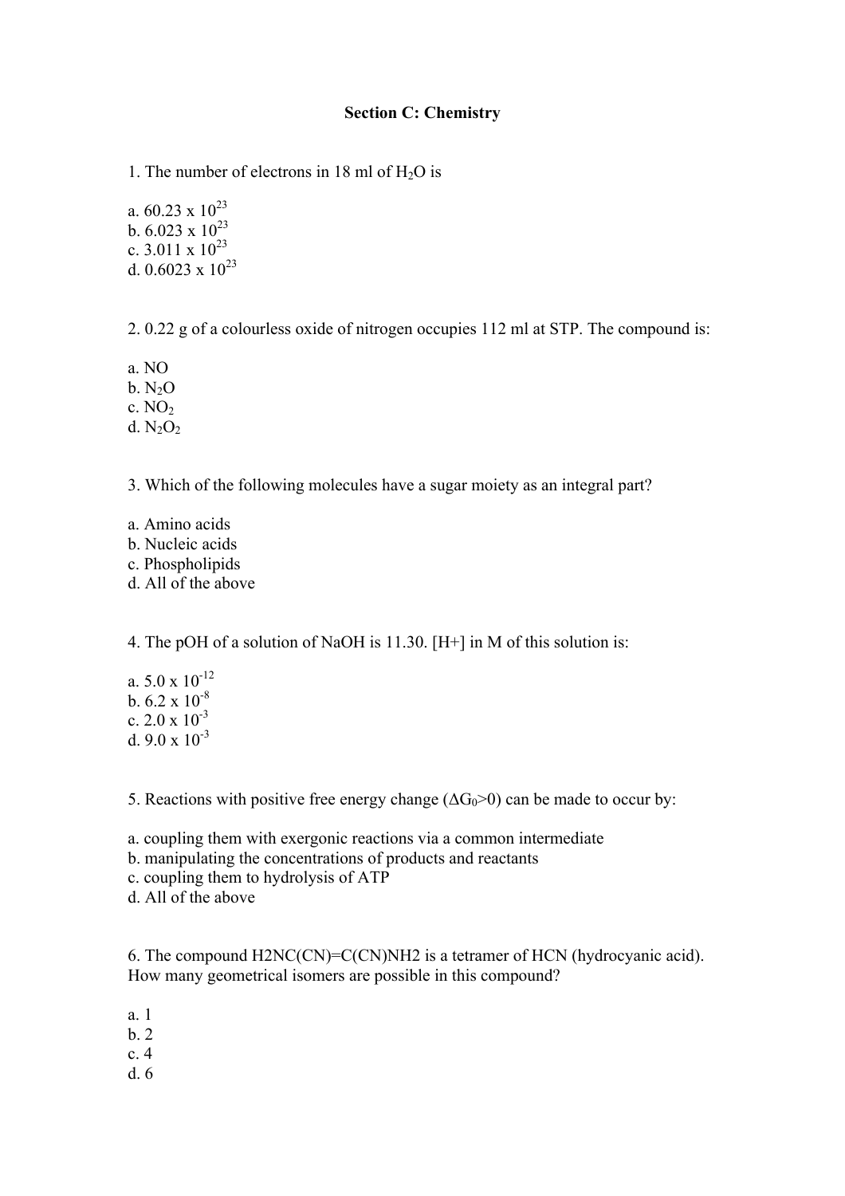# Section C: Chemistry

1. The number of electrons in 18 ml of $H_2O$ is

a. $60.23 \times 10^{23}$
b. $6.023 \times 10^{23}$
c. $3.011 \times 10^{23}$
d. $0.6023 \times 10^{23}$

2. 0.22 g of a colourless oxide of nitrogen occupies 112 ml at STP. The compound is:

a. NO
b. $N_2O$
c. $NO_2$
d. $N_2O_2$

3. Which of the following molecules have a sugar moiety as an integral part?

a. Amino acids
b. Nucleic acids
c. Phospholipids
d. All of the above

4. The pOH of a solution of NaOH is 11.30. [H+] in M of this solution is:

a. $5.0 \times 10^{-12}$
b. $6.2 \times 10^{-8}$
c. $2.0 \times 10^{-3}$
d. $9.0 \times 10^{-3}$

5. Reactions with positive free energy change ($\Delta G_0 > 0$) can be made to occur by:

a. coupling them with exergonic reactions via a common intermediate
b. manipulating the concentrations of products and reactants
c. coupling them to hydrolysis of ATP
d. All of the above

6. The compound H2NC(CN)=C(CN)NH2 is a tetramer of HCN (hydrocyanic acid). How many geometrical isomers are possible in this compound?

a. 1
b. 2
c. 4
d. 6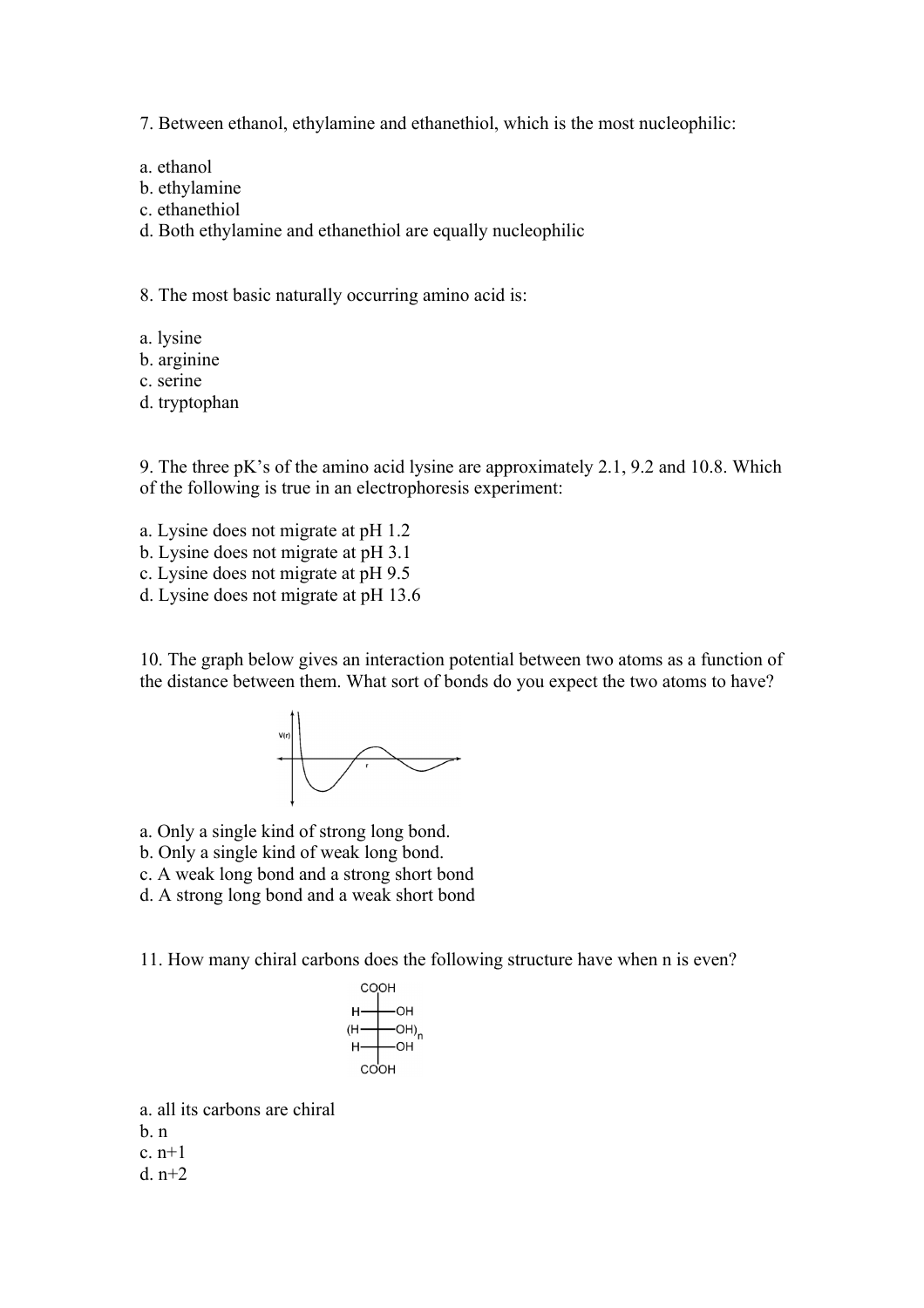7. Between ethanol, ethylamine and ethanethiol, which is the most nucleophilic:

a. ethanol
b. ethylamine
c. ethanethiol
d. Both ethylamine and ethanethiol are equally nucleophilic

8. The most basic naturally occurring amino acid is:

a. lysine
b. arginine
c. serine
d. tryptophan

9. The three pK's of the amino acid lysine are approximately 2.1, 9.2 and 10.8. Which of the following is true in an electrophoresis experiment:

a. Lysine does not migrate at pH 1.2
b. Lysine does not migrate at pH 3.1
c. Lysine does not migrate at pH 9.5
d. Lysine does not migrate at pH 13.6

10. The graph below gives an interaction potential between two atoms as a function of the distance between them. What sort of bonds do you expect the two atoms to have?

a. Only a single kind of strong long bond.
b. Only a single kind of weak long bond.
c. A weak long bond and a strong short bond
d. A strong long bond and a weak short bond

11. How many chiral carbons does the following structure have when n is even?

a. all its carbons are chiral
b. n
c. n+1
d. n+2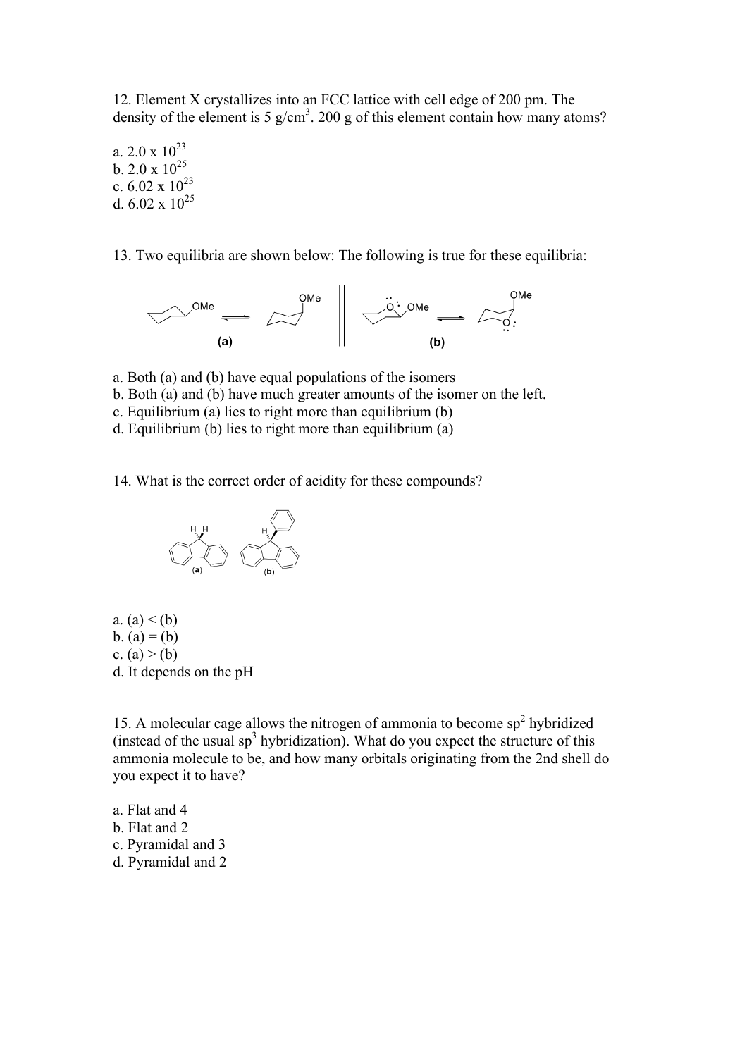12. Element X crystallizes into an FCC lattice with cell edge of 200 pm. The density of the element is 5 g/cm$^3$. 200 g of this element contain how many atoms?

a. $2.0 \times 10^{23}$
b. $2.0 \times 10^{25}$
c. $6.02 \times 10^{23}$
d. $6.02 \times 10^{25}$

13. Two equilibria are shown below: The following is true for these equilibria:

(a) (b)

a. Both (a) and (b) have equal populations of the isomers
b. Both (a) and (b) have much greater amounts of the isomer on the left.
c. Equilibrium (a) lies to right more than equilibrium (b)
d. Equilibrium (b) lies to right more than equilibrium (a)

14. What is the correct order of acidity for these compounds?

(a) (b)

a. (a) < (b)
b. (a) = (b)
c. (a) > (b)
d. It depends on the pH

15. A molecular cage allows the nitrogen of ammonia to become sp$^2$ hybridized (instead of the usual sp$^3$ hybridization). What do you expect the structure of this ammonia molecule to be, and how many orbitals originating from the 2nd shell do you expect it to have?

a. Flat and 4
b. Flat and 2
c. Pyramidal and 3
d. Pyramidal and 2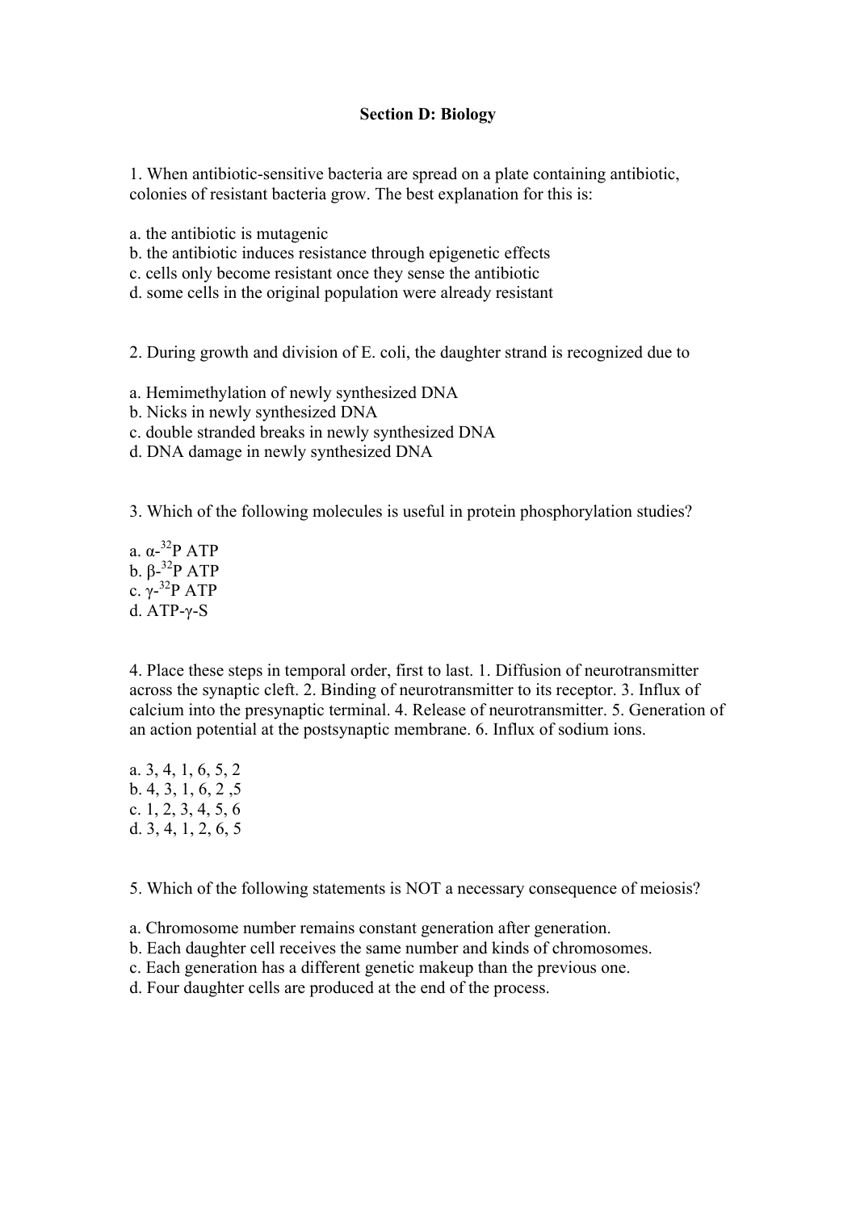## Section D: Biology

1. When antibiotic-sensitive bacteria are spread on a plate containing antibiotic, colonies of resistant bacteria grow. The best explanation for this is:

a. the antibiotic is mutagenic
b. the antibiotic induces resistance through epigenetic effects
c. cells only become resistant once they sense the antibiotic
d. some cells in the original population were already resistant

2. During growth and division of E. coli, the daughter strand is recognized due to

a. Hemimethylation of newly synthesized DNA
b. Nicks in newly synthesized DNA
c. double stranded breaks in newly synthesized DNA
d. DNA damage in newly synthesized DNA

3. Which of the following molecules is useful in protein phosphorylation studies?

a. $\alpha$-$^{32}$P ATP
b. $\beta$-$^{32}$P ATP
c. $\gamma$-$^{32}$P ATP
d. ATP-$\gamma$-S

4. Place these steps in temporal order, first to last. 1. Diffusion of neurotransmitter across the synaptic cleft. 2. Binding of neurotransmitter to its receptor. 3. Influx of calcium into the presynaptic terminal. 4. Release of neurotransmitter. 5. Generation of an action potential at the postsynaptic membrane. 6. Influx of sodium ions.

a. 3, 4, 1, 6, 5, 2
b. 4, 3, 1, 6, 2 ,5
c. 1, 2, 3, 4, 5, 6
d. 3, 4, 1, 2, 6, 5

5. Which of the following statements is NOT a necessary consequence of meiosis?

a. Chromosome number remains constant generation after generation.
b. Each daughter cell receives the same number and kinds of chromosomes.
c. Each generation has a different genetic makeup than the previous one.
d. Four daughter cells are produced at the end of the process.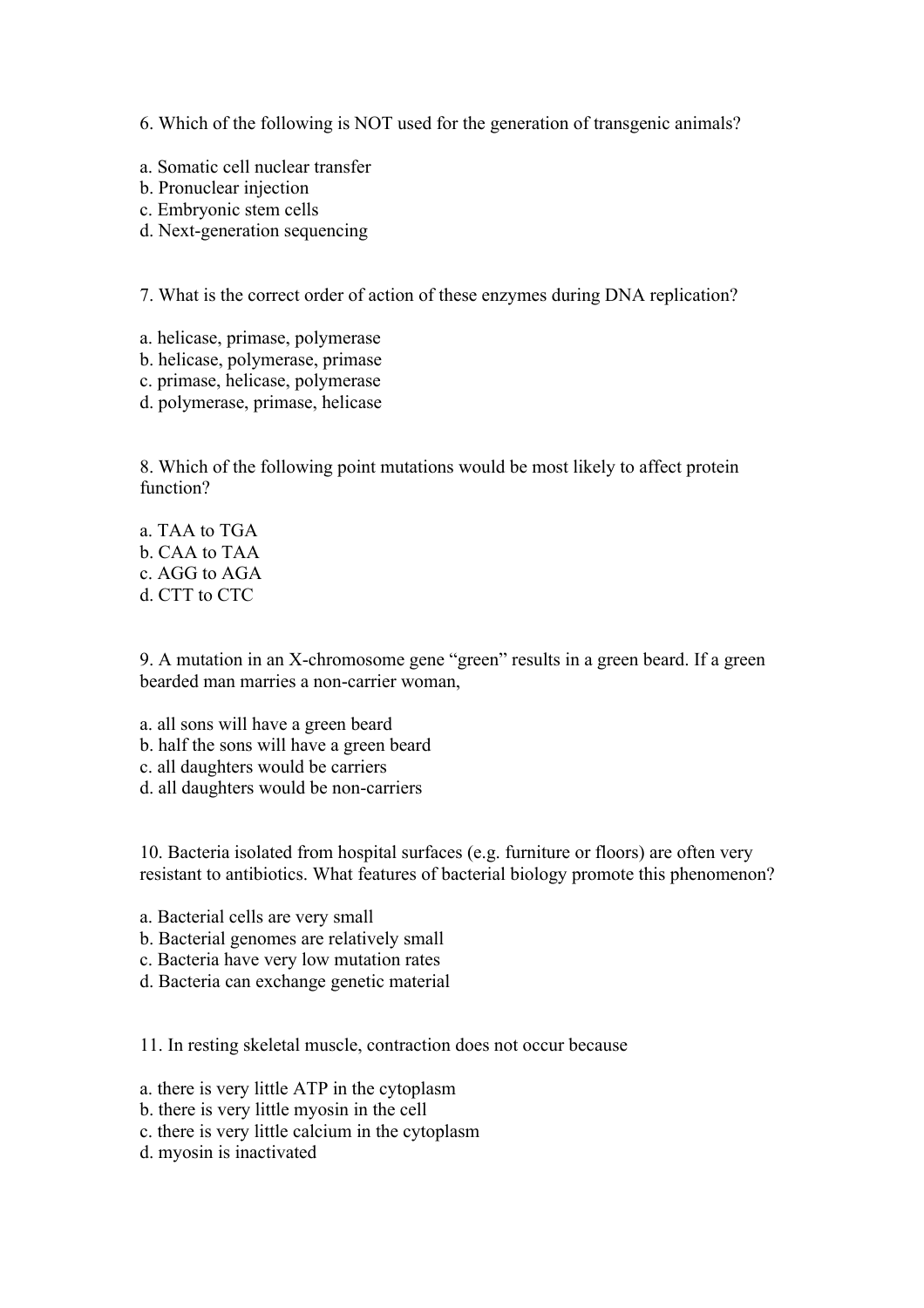6. Which of the following is NOT used for the generation of transgenic animals?

a. Somatic cell nuclear transfer
b. Pronuclear injection
c. Embryonic stem cells
d. Next-generation sequencing

7. What is the correct order of action of these enzymes during DNA replication?

a. helicase, primase, polymerase
b. helicase, polymerase, primase
c. primase, helicase, polymerase
d. polymerase, primase, helicase

8. Which of the following point mutations would be most likely to affect protein function?

a. TAA to TGA
b. CAA to TAA
c. AGG to AGA
d. CTT to CTC

9. A mutation in an X-chromosome gene "green" results in a green beard. If a green bearded man marries a non-carrier woman,

a. all sons will have a green beard
b. half the sons will have a green beard
c. all daughters would be carriers
d. all daughters would be non-carriers

10. Bacteria isolated from hospital surfaces (e.g. furniture or floors) are often very resistant to antibiotics. What features of bacterial biology promote this phenomenon?

a. Bacterial cells are very small
b. Bacterial genomes are relatively small
c. Bacteria have very low mutation rates
d. Bacteria can exchange genetic material

11. In resting skeletal muscle, contraction does not occur because

a. there is very little ATP in the cytoplasm
b. there is very little myosin in the cell
c. there is very little calcium in the cytoplasm
d. myosin is inactivated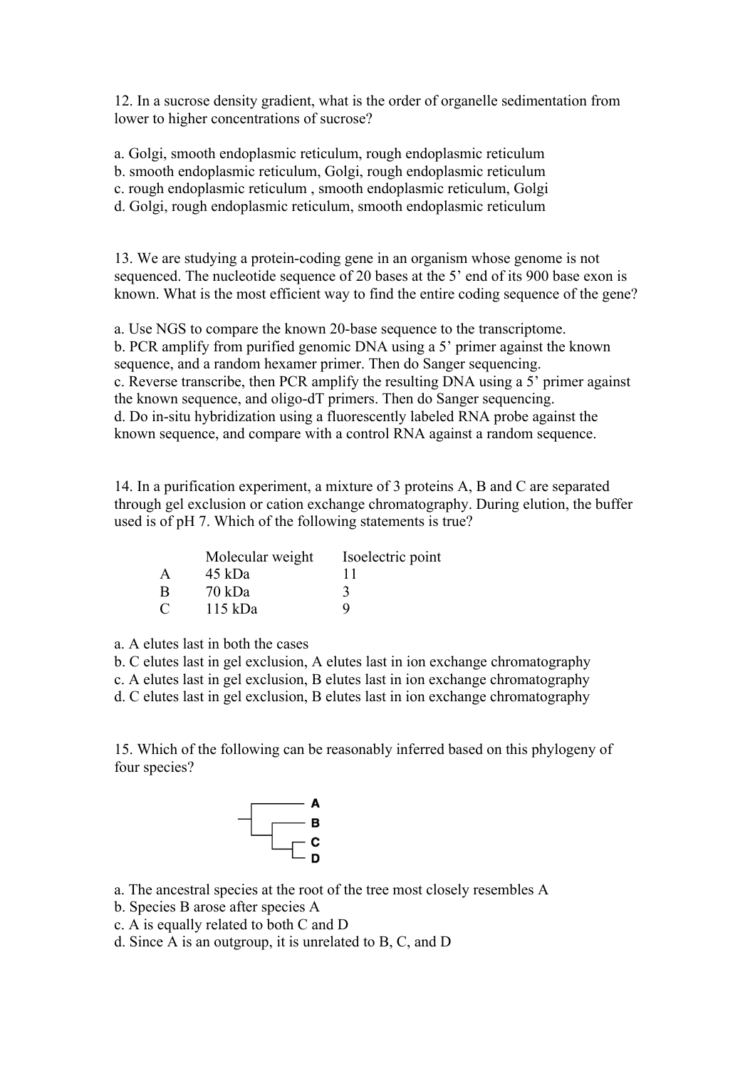12. In a sucrose density gradient, what is the order of organelle sedimentation from lower to higher concentrations of sucrose?

a. Golgi, smooth endoplasmic reticulum, rough endoplasmic reticulum
b. smooth endoplasmic reticulum, Golgi, rough endoplasmic reticulum
c. rough endoplasmic reticulum , smooth endoplasmic reticulum, Golgi
d. Golgi, rough endoplasmic reticulum, smooth endoplasmic reticulum

13. We are studying a protein-coding gene in an organism whose genome is not sequenced. The nucleotide sequence of 20 bases at the 5' end of its 900 base exon is known. What is the most efficient way to find the entire coding sequence of the gene?

a. Use NGS to compare the known 20-base sequence to the transcriptome.
b. PCR amplify from purified genomic DNA using a 5' primer against the known sequence, and a random hexamer primer. Then do Sanger sequencing.
c. Reverse transcribe, then PCR amplify the resulting DNA using a 5' primer against the known sequence, and oligo-dT primers. Then do Sanger sequencing.
d. Do in-situ hybridization using a fluorescently labeled RNA probe against the known sequence, and compare with a control RNA against a random sequence.

14. In a purification experiment, a mixture of 3 proteins A, B and C are separated through gel exclusion or cation exchange chromatography. During elution, the buffer used is of pH 7. Which of the following statements is true?

| | Molecular weight | Isoelectric point |
|---|---|---|
| A | 45 kDa | 11 |
| B | 70 kDa | 3 |
| C | 115 kDa | 9 |

a. A elutes last in both the cases
b. C elutes last in gel exclusion, A elutes last in ion exchange chromatography
c. A elutes last in gel exclusion, B elutes last in ion exchange chromatography
d. C elutes last in gel exclusion, B elutes last in ion exchange chromatography

15. Which of the following can be reasonably inferred based on this phylogeny of four species?

a. The ancestral species at the root of the tree most closely resembles A
b. Species B arose after species A
c. A is equally related to both C and D
d. Since A is an outgroup, it is unrelated to B, C, and D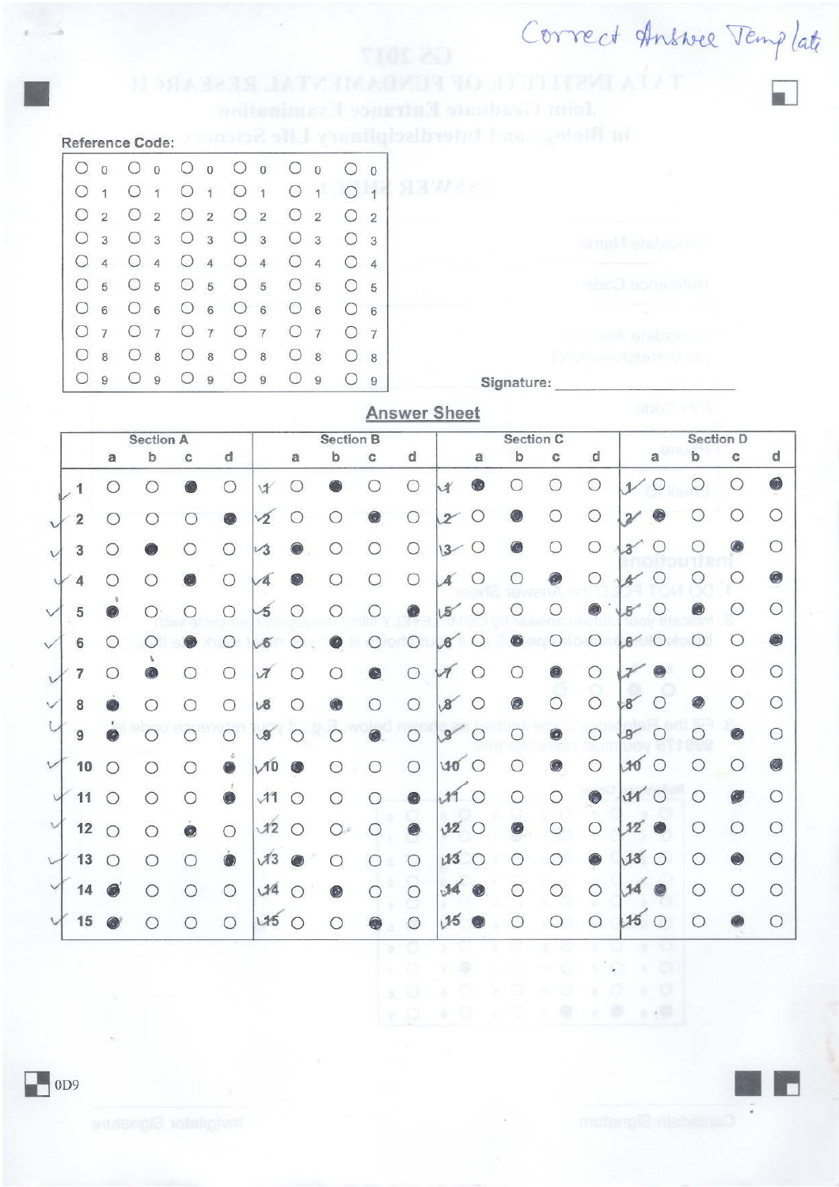Correct Answer Template

**Reference Code:**

| | | | | | |
|---|---|---|---|---|---|
| ○ 0 | ○ 0 | ○ 0 | ○ 0 | ○ 0 | ○ 0 |
| ○ 1 | ○ 1 | ○ 1 | ○ 1 | ○ 1 | ○ 1 |
| ○ 2 | ○ 2 | ○ 2 | ○ 2 | ○ 2 | ○ 2 |
| ○ 3 | ○ 3 | ○ 3 | ○ 3 | ○ 3 | ○ 3 |
| ○ 4 | ○ 4 | ○ 4 | ○ 4 | ○ 4 | ○ 4 |
| ○ 5 | ○ 5 | ○ 5 | ○ 5 | ○ 5 | ○ 5 |
| ○ 6 | ○ 6 | ○ 6 | ○ 6 | ○ 6 | ○ 6 |
| ○ 7 | ○ 7 | ○ 7 | ○ 7 | ○ 7 | ○ 7 |
| ○ 8 | ○ 8 | ○ 8 | ○ 8 | ○ 8 | ○ 8 |
| ○ 9 | ○ 9 | ○ 9 | ○ 9 | ○ 9 | ○ 9 |

Signature: ____________________

## Answer Sheet

| Q | Section A | Section B | Section C | Section D |
|---|---|---|---|---|
| 1 | c | b | a | d |
| 2 | d | c | b | a |
| 3 | b | a | b | c |
| 4 | c | a | c | d |
| 5 | a | | d | c |
| 6 | | b | b | d |
| 7 | b | c | c | a |
| 8 | a | b | b | c |
| 9 | a | c | c | c |
| 10 | d | a | c | d |
| 11 | d | d | d | c |
| 12 | c | d | b | a |
| 13 | d | a | d | c |
| 14 | a | b | a | a |
| 15 | a | c | a | c |

0D9